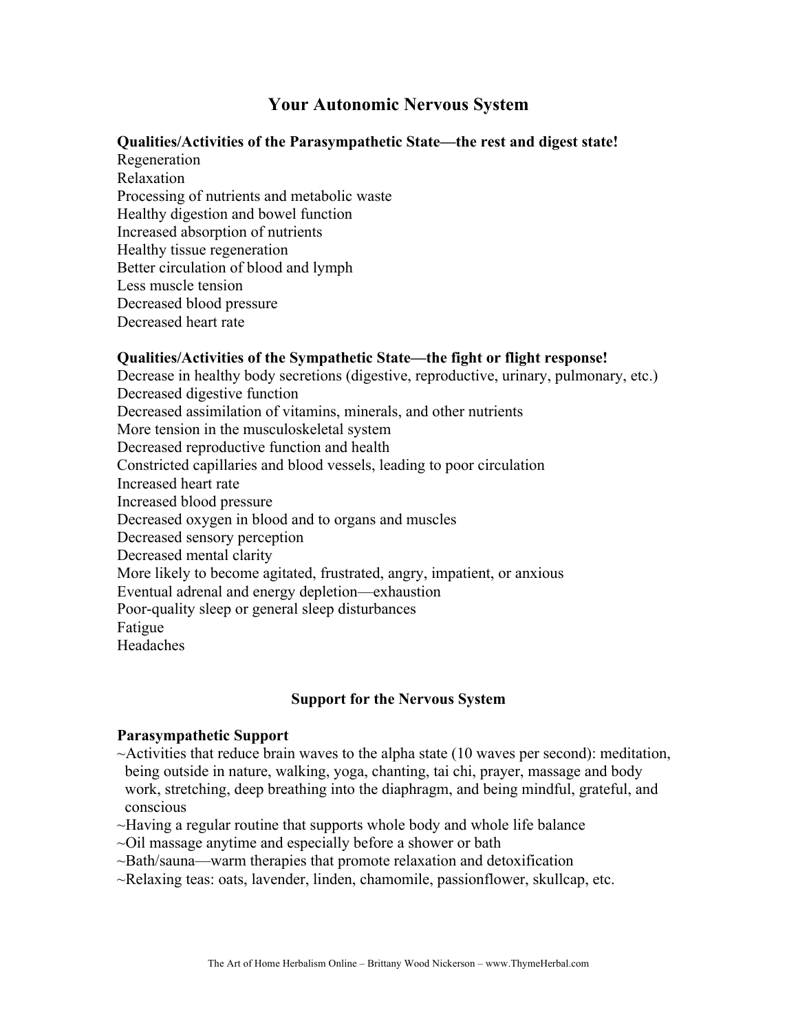# Your Autonomic Nervous System

**Qualities/Activities of the Parasympathetic State—the rest and digest state!**

Regeneration
Relaxation
Processing of nutrients and metabolic waste
Healthy digestion and bowel function
Increased absorption of nutrients
Healthy tissue regeneration
Better circulation of blood and lymph
Less muscle tension
Decreased blood pressure
Decreased heart rate

**Qualities/Activities of the Sympathetic State—the fight or flight response!**

Decrease in healthy body secretions (digestive, reproductive, urinary, pulmonary, etc.)
Decreased digestive function
Decreased assimilation of vitamins, minerals, and other nutrients
More tension in the musculoskeletal system
Decreased reproductive function and health
Constricted capillaries and blood vessels, leading to poor circulation
Increased heart rate
Increased blood pressure
Decreased oxygen in blood and to organs and muscles
Decreased sensory perception
Decreased mental clarity
More likely to become agitated, frustrated, angry, impatient, or anxious
Eventual adrenal and energy depletion—exhaustion
Poor-quality sleep or general sleep disturbances
Fatigue
Headaches

## Support for the Nervous System

**Parasympathetic Support**

~Activities that reduce brain waves to the alpha state (10 waves per second): meditation, being outside in nature, walking, yoga, chanting, tai chi, prayer, massage and body work, stretching, deep breathing into the diaphragm, and being mindful, grateful, and conscious
~Having a regular routine that supports whole body and whole life balance
~Oil massage anytime and especially before a shower or bath
~Bath/sauna—warm therapies that promote relaxation and detoxification
~Relaxing teas: oats, lavender, linden, chamomile, passionflower, skullcap, etc.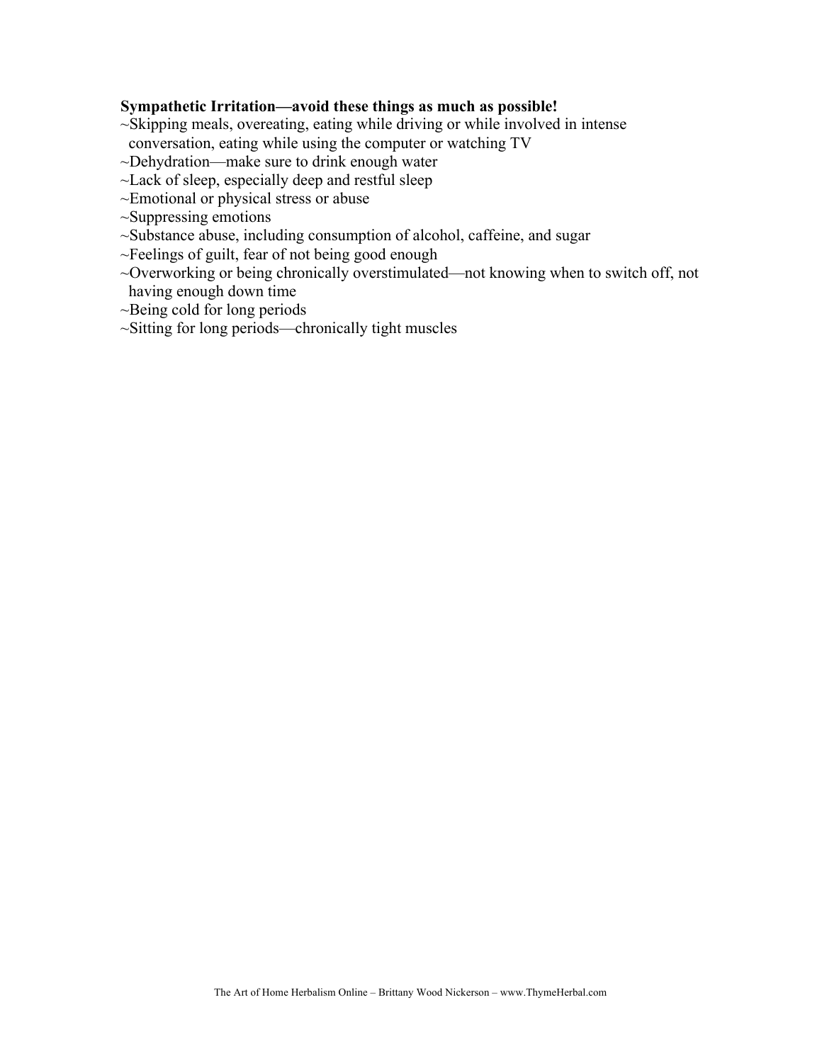**Sympathetic Irritation—avoid these things as much as possible!**

~Skipping meals, overeating, eating while driving or while involved in intense conversation, eating while using the computer or watching TV
~Dehydration—make sure to drink enough water
~Lack of sleep, especially deep and restful sleep
~Emotional or physical stress or abuse
~Suppressing emotions
~Substance abuse, including consumption of alcohol, caffeine, and sugar
~Feelings of guilt, fear of not being good enough
~Overworking or being chronically overstimulated—not knowing when to switch off, not having enough down time
~Being cold for long periods
~Sitting for long periods—chronically tight muscles